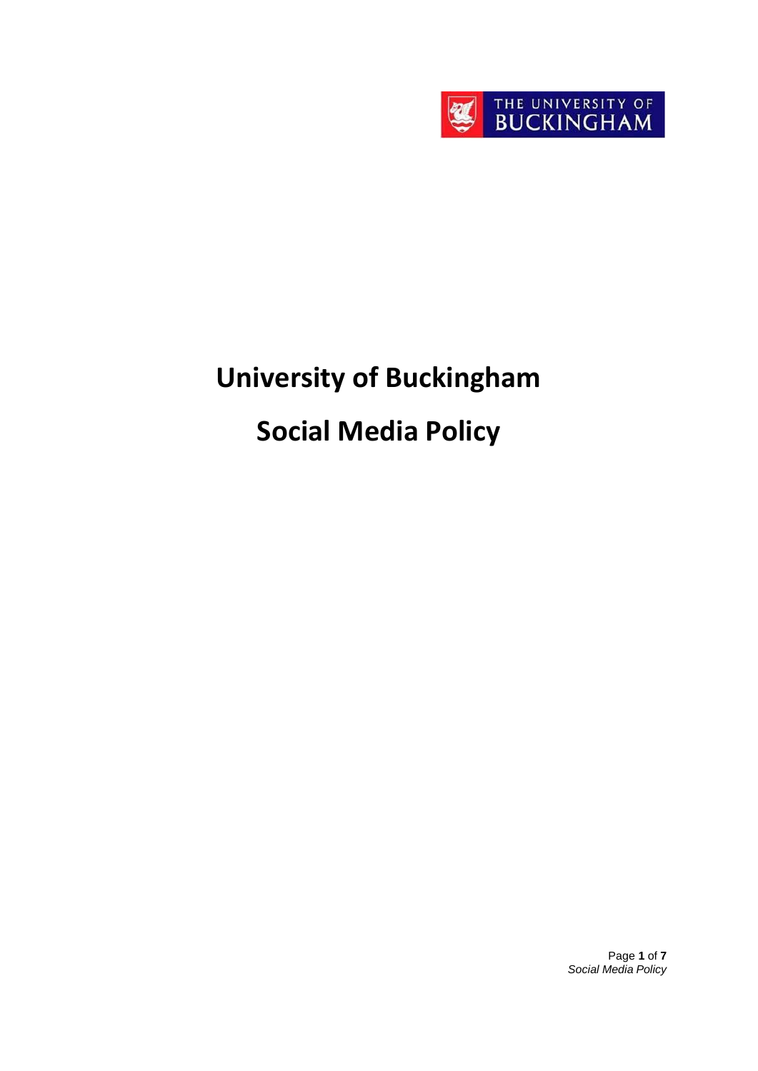# University of Buckingham

# Social Media Policy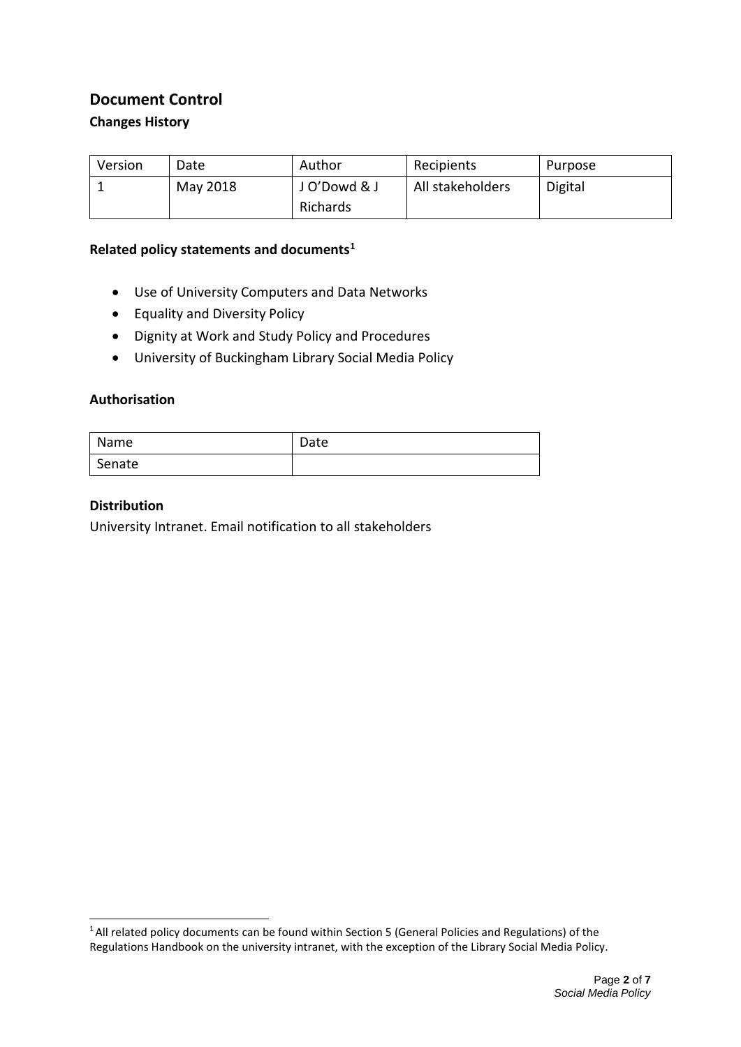## Document Control

### Changes History

| Version | Date | Author | Recipients | Purpose |
|---|---|---|---|---|
| 1 | May 2018 | J O'Dowd & J Richards | All stakeholders | Digital |

### Related policy statements and documents[1]

- Use of University Computers and Data Networks
- Equality and Diversity Policy
- Dignity at Work and Study Policy and Procedures
- University of Buckingham Library Social Media Policy

### Authorisation

| Name | Date |
|---|---|
| Senate | |

### Distribution

University Intranet. Email notification to all stakeholders

---

[1] All related policy documents can be found within Section 5 (General Policies and Regulations) of the Regulations Handbook on the university intranet, with the exception of the Library Social Media Policy.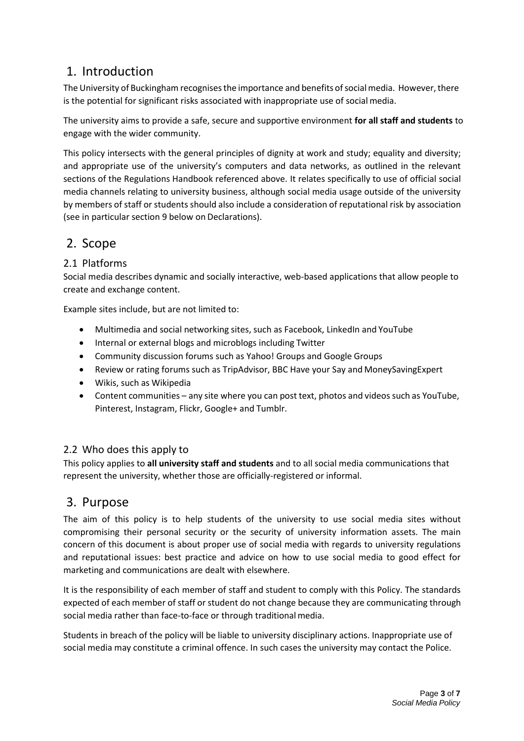# 1. Introduction

The University of Buckingham recognises the importance and benefits of social media. However, there is the potential for significant risks associated with inappropriate use of social media.

The university aims to provide a safe, secure and supportive environment **for all staff and students** to engage with the wider community.

This policy intersects with the general principles of dignity at work and study; equality and diversity; and appropriate use of the university's computers and data networks, as outlined in the relevant sections of the Regulations Handbook referenced above. It relates specifically to use of official social media channels relating to university business, although social media usage outside of the university by members of staff or students should also include a consideration of reputational risk by association (see in particular section 9 below on Declarations).

# 2. Scope

## 2.1 Platforms

Social media describes dynamic and socially interactive, web-based applications that allow people to create and exchange content.

Example sites include, but are not limited to:

- Multimedia and social networking sites, such as Facebook, LinkedIn and YouTube
- Internal or external blogs and microblogs including Twitter
- Community discussion forums such as Yahoo! Groups and Google Groups
- Review or rating forums such as TripAdvisor, BBC Have your Say and MoneySavingExpert
- Wikis, such as Wikipedia
- Content communities – any site where you can post text, photos and videos such as YouTube, Pinterest, Instagram, Flickr, Google+ and Tumblr.

## 2.2 Who does this apply to

This policy applies to **all university staff and students** and to all social media communications that represent the university, whether those are officially-registered or informal.

# 3. Purpose

The aim of this policy is to help students of the university to use social media sites without compromising their personal security or the security of university information assets. The main concern of this document is about proper use of social media with regards to university regulations and reputational issues: best practice and advice on how to use social media to good effect for marketing and communications are dealt with elsewhere.

It is the responsibility of each member of staff and student to comply with this Policy. The standards expected of each member of staff or student do not change because they are communicating through social media rather than face-to-face or through traditional media.

Students in breach of the policy will be liable to university disciplinary actions. Inappropriate use of social media may constitute a criminal offence. In such cases the university may contact the Police.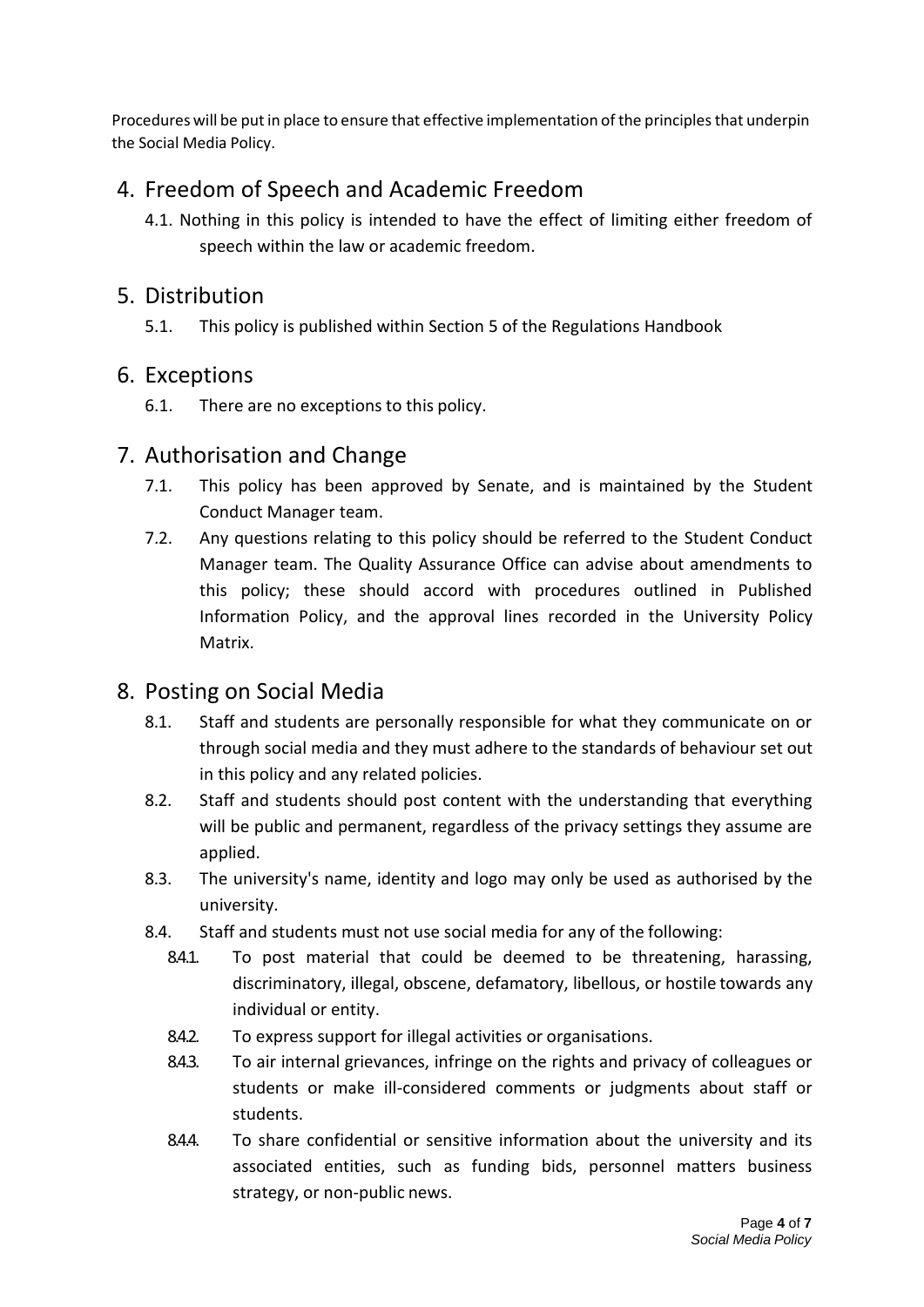Procedures will be put in place to ensure that effective implementation of the principles that underpin the Social Media Policy.

## 4. Freedom of Speech and Academic Freedom

4.1. Nothing in this policy is intended to have the effect of limiting either freedom of speech within the law or academic freedom.

## 5. Distribution

5.1. This policy is published within Section 5 of the Regulations Handbook

## 6. Exceptions

6.1. There are no exceptions to this policy.

## 7. Authorisation and Change

7.1. This policy has been approved by Senate, and is maintained by the Student Conduct Manager team.

7.2. Any questions relating to this policy should be referred to the Student Conduct Manager team. The Quality Assurance Office can advise about amendments to this policy; these should accord with procedures outlined in Published Information Policy, and the approval lines recorded in the University Policy Matrix.

## 8. Posting on Social Media

8.1. Staff and students are personally responsible for what they communicate on or through social media and they must adhere to the standards of behaviour set out in this policy and any related policies.

8.2. Staff and students should post content with the understanding that everything will be public and permanent, regardless of the privacy settings they assume are applied.

8.3. The university's name, identity and logo may only be used as authorised by the university.

8.4. Staff and students must not use social media for any of the following:

8.4.1. To post material that could be deemed to be threatening, harassing, discriminatory, illegal, obscene, defamatory, libellous, or hostile towards any individual or entity.

8.4.2. To express support for illegal activities or organisations.

8.4.3. To air internal grievances, infringe on the rights and privacy of colleagues or students or make ill-considered comments or judgments about staff or students.

8.4.4. To share confidential or sensitive information about the university and its associated entities, such as funding bids, personnel matters business strategy, or non-public news.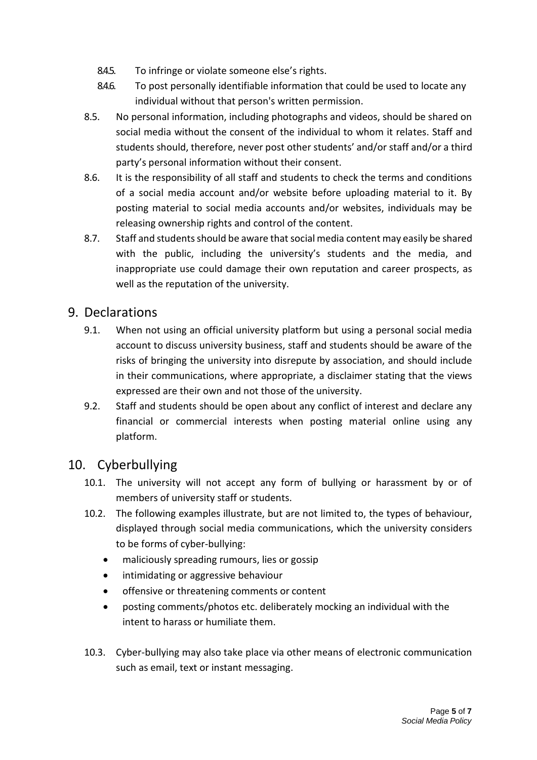8.4.5. To infringe or violate someone else's rights.

8.4.6. To post personally identifiable information that could be used to locate any individual without that person's written permission.

8.5. No personal information, including photographs and videos, should be shared on social media without the consent of the individual to whom it relates. Staff and students should, therefore, never post other students' and/or staff and/or a third party's personal information without their consent.

8.6. It is the responsibility of all staff and students to check the terms and conditions of a social media account and/or website before uploading material to it. By posting material to social media accounts and/or websites, individuals may be releasing ownership rights and control of the content.

8.7. Staff and students should be aware that social media content may easily be shared with the public, including the university's students and the media, and inappropriate use could damage their own reputation and career prospects, as well as the reputation of the university.

## 9. Declarations

9.1. When not using an official university platform but using a personal social media account to discuss university business, staff and students should be aware of the risks of bringing the university into disrepute by association, and should include in their communications, where appropriate, a disclaimer stating that the views expressed are their own and not those of the university.

9.2. Staff and students should be open about any conflict of interest and declare any financial or commercial interests when posting material online using any platform.

## 10. Cyberbullying

10.1. The university will not accept any form of bullying or harassment by or of members of university staff or students.

10.2. The following examples illustrate, but are not limited to, the types of behaviour, displayed through social media communications, which the university considers to be forms of cyber-bullying:

- maliciously spreading rumours, lies or gossip
- intimidating or aggressive behaviour
- offensive or threatening comments or content
- posting comments/photos etc. deliberately mocking an individual with the intent to harass or humiliate them.

10.3. Cyber-bullying may also take place via other means of electronic communication such as email, text or instant messaging.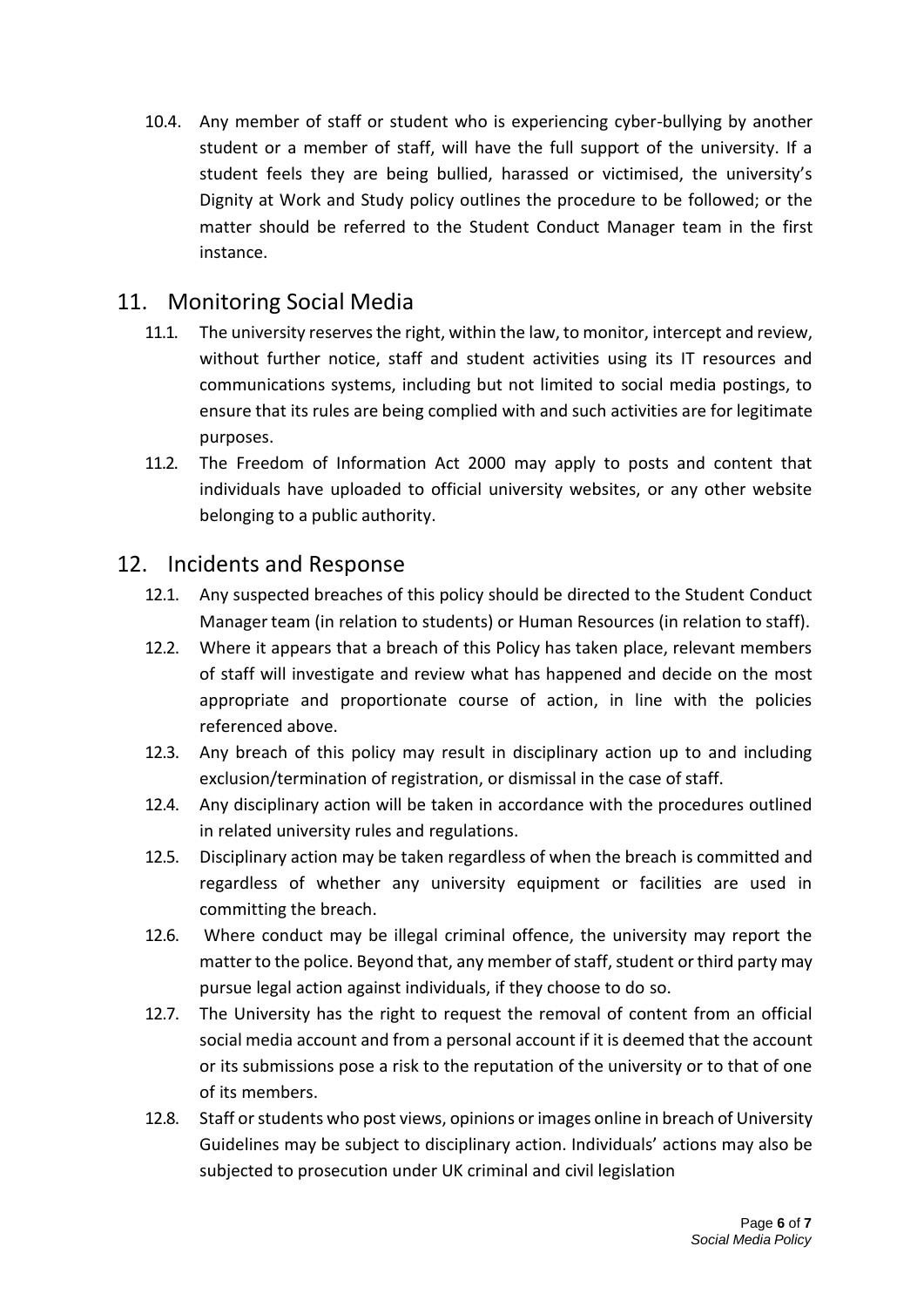10.4. Any member of staff or student who is experiencing cyber-bullying by another student or a member of staff, will have the full support of the university. If a student feels they are being bullied, harassed or victimised, the university's Dignity at Work and Study policy outlines the procedure to be followed; or the matter should be referred to the Student Conduct Manager team in the first instance.

## 11. Monitoring Social Media

11.1. The university reserves the right, within the law, to monitor, intercept and review, without further notice, staff and student activities using its IT resources and communications systems, including but not limited to social media postings, to ensure that its rules are being complied with and such activities are for legitimate purposes.

11.2. The Freedom of Information Act 2000 may apply to posts and content that individuals have uploaded to official university websites, or any other website belonging to a public authority.

## 12. Incidents and Response

12.1. Any suspected breaches of this policy should be directed to the Student Conduct Manager team (in relation to students) or Human Resources (in relation to staff).

12.2. Where it appears that a breach of this Policy has taken place, relevant members of staff will investigate and review what has happened and decide on the most appropriate and proportionate course of action, in line with the policies referenced above.

12.3. Any breach of this policy may result in disciplinary action up to and including exclusion/termination of registration, or dismissal in the case of staff.

12.4. Any disciplinary action will be taken in accordance with the procedures outlined in related university rules and regulations.

12.5. Disciplinary action may be taken regardless of when the breach is committed and regardless of whether any university equipment or facilities are used in committing the breach.

12.6. Where conduct may be illegal criminal offence, the university may report the matter to the police. Beyond that, any member of staff, student or third party may pursue legal action against individuals, if they choose to do so.

12.7. The University has the right to request the removal of content from an official social media account and from a personal account if it is deemed that the account or its submissions pose a risk to the reputation of the university or to that of one of its members.

12.8. Staff or students who post views, opinions or images online in breach of University Guidelines may be subject to disciplinary action. Individuals' actions may also be subjected to prosecution under UK criminal and civil legislation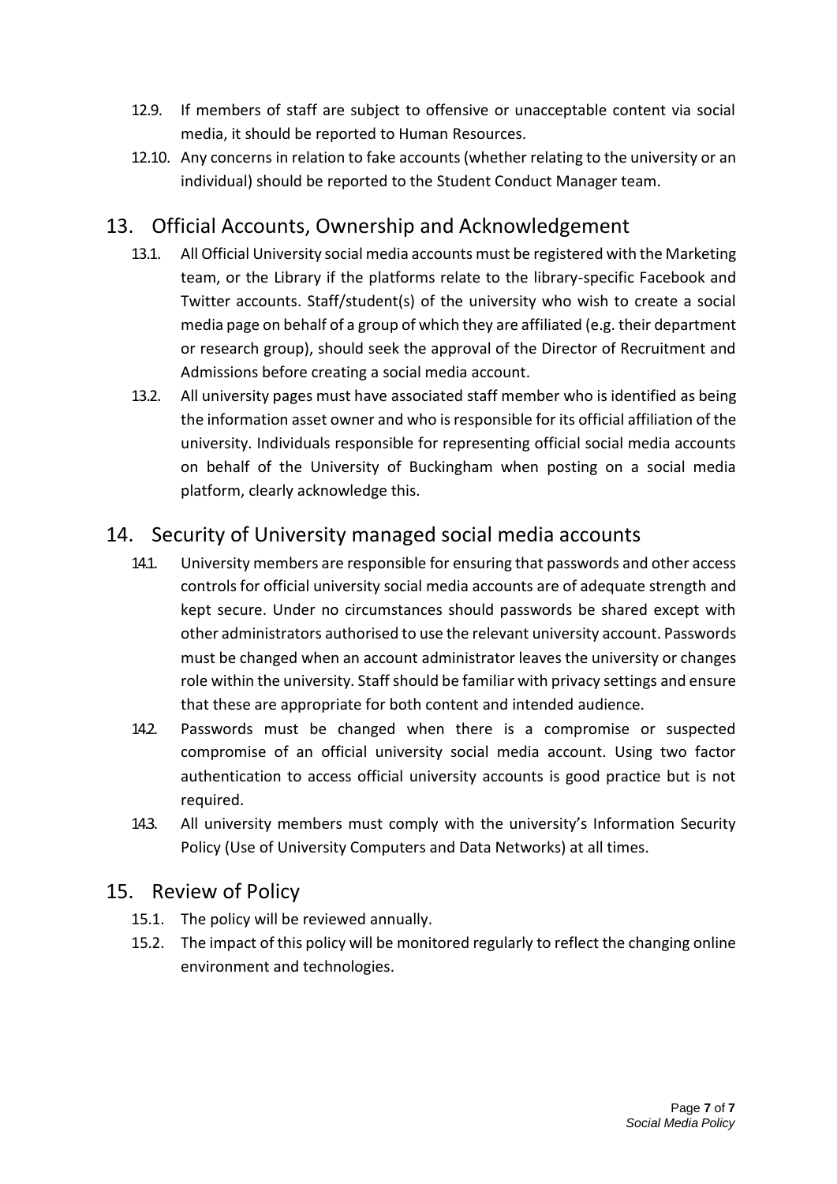12.9. If members of staff are subject to offensive or unacceptable content via social media, it should be reported to Human Resources.

12.10. Any concerns in relation to fake accounts (whether relating to the university or an individual) should be reported to the Student Conduct Manager team.

## 13. Official Accounts, Ownership and Acknowledgement

13.1. All Official University social media accounts must be registered with the Marketing team, or the Library if the platforms relate to the library-specific Facebook and Twitter accounts. Staff/student(s) of the university who wish to create a social media page on behalf of a group of which they are affiliated (e.g. their department or research group), should seek the approval of the Director of Recruitment and Admissions before creating a social media account.

13.2. All university pages must have associated staff member who is identified as being the information asset owner and who is responsible for its official affiliation of the university. Individuals responsible for representing official social media accounts on behalf of the University of Buckingham when posting on a social media platform, clearly acknowledge this.

## 14. Security of University managed social media accounts

14.1. University members are responsible for ensuring that passwords and other access controls for official university social media accounts are of adequate strength and kept secure. Under no circumstances should passwords be shared except with other administrators authorised to use the relevant university account. Passwords must be changed when an account administrator leaves the university or changes role within the university. Staff should be familiar with privacy settings and ensure that these are appropriate for both content and intended audience.

14.2. Passwords must be changed when there is a compromise or suspected compromise of an official university social media account. Using two factor authentication to access official university accounts is good practice but is not required.

14.3. All university members must comply with the university's Information Security Policy (Use of University Computers and Data Networks) at all times.

## 15. Review of Policy

15.1. The policy will be reviewed annually.

15.2. The impact of this policy will be monitored regularly to reflect the changing online environment and technologies.